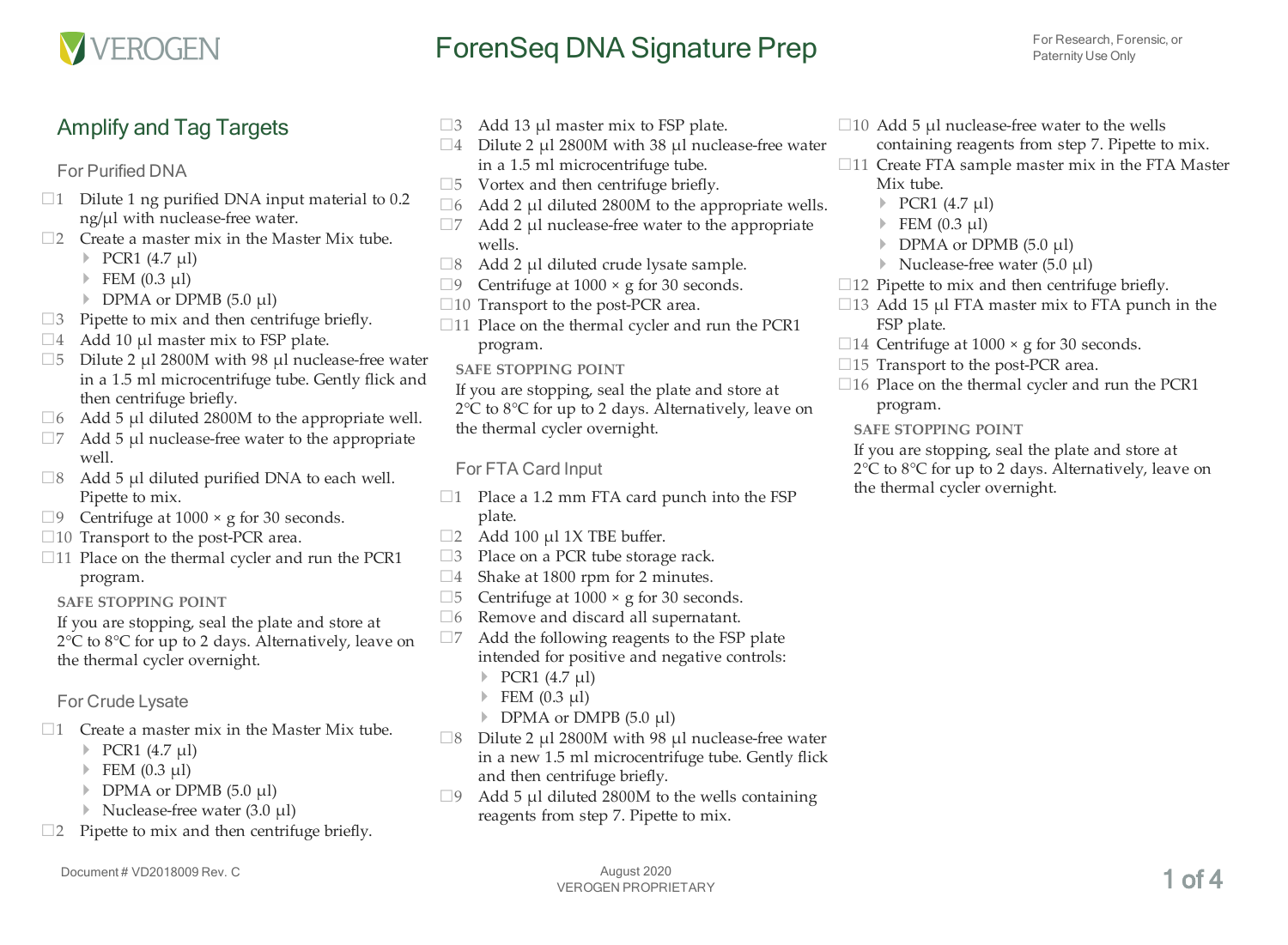# ForenSeq DNA Signature Prep

For Research, Forensic, or Paternity Use Only

## Amplify and Tag Targets

### For Purified DNA

- ☐1 Dilute 1 ng purified DNA input material to 0.2 ng/µl with nuclease-free water.
- ☐2 Create a master mix in the Master Mix tube.
  - PCR1 (4.7 µl)
  - FEM (0.3 µl)
  - DPMA or DPMB (5.0 µl)
- ☐3 Pipette to mix and then centrifuge briefly.
- ☐4 Add 10 µl master mix to FSP plate.
- ☐5 Dilute 2 µl 2800M with 98 µl nuclease-free water in a 1.5 ml microcentrifuge tube. Gently flick and then centrifuge briefly.
- ☐6 Add 5 µl diluted 2800M to the appropriate well.
- ☐7 Add 5 µl nuclease-free water to the appropriate well.
- ☐8 Add 5 µl diluted purified DNA to each well. Pipette to mix.
- ☐9 Centrifuge at 1000 × g for 30 seconds.
- ☐10 Transport to the post-PCR area.
- ☐11 Place on the thermal cycler and run the PCR1 program.

**SAFE STOPPING POINT**

If you are stopping, seal the plate and store at 2°C to 8°C for up to 2 days. Alternatively, leave on the thermal cycler overnight.

### For Crude Lysate

- ☐1 Create a master mix in the Master Mix tube.
  - PCR1 (4.7 µl)
  - FEM (0.3 µl)
  - DPMA or DPMB (5.0 µl)
  - Nuclease-free water (3.0 µl)
- ☐2 Pipette to mix and then centrifuge briefly.
- ☐3 Add 13 µl master mix to FSP plate.
- ☐4 Dilute 2 µl 2800M with 38 µl nuclease-free water in a 1.5 ml microcentrifuge tube.
- ☐5 Vortex and then centrifuge briefly.
- ☐6 Add 2 µl diluted 2800M to the appropriate wells.
- ☐7 Add 2 µl nuclease-free water to the appropriate wells.
- ☐8 Add 2 µl diluted crude lysate sample.
- ☐9 Centrifuge at 1000 × g for 30 seconds.
- ☐10 Transport to the post-PCR area.
- ☐11 Place on the thermal cycler and run the PCR1 program.

**SAFE STOPPING POINT**

If you are stopping, seal the plate and store at 2°C to 8°C for up to 2 days. Alternatively, leave on the thermal cycler overnight.

### For FTA Card Input

- ☐1 Place a 1.2 mm FTA card punch into the FSP plate.
- ☐2 Add 100 µl 1X TBE buffer.
- ☐3 Place on a PCR tube storage rack.
- ☐4 Shake at 1800 rpm for 2 minutes.
- ☐5 Centrifuge at 1000 × g for 30 seconds.
- ☐6 Remove and discard all supernatant.
- ☐7 Add the following reagents to the FSP plate intended for positive and negative controls:
  - PCR1 (4.7 µl)
  - FEM (0.3 µl)
  - DPMA or DMPB (5.0 µl)
- ☐8 Dilute 2 µl 2800M with 98 µl nuclease-free water in a new 1.5 ml microcentrifuge tube. Gently flick and then centrifuge briefly.
- ☐9 Add 5 µl diluted 2800M to the wells containing reagents from step 7. Pipette to mix.
- ☐10 Add 5 µl nuclease-free water to the wells containing reagents from step 7. Pipette to mix.
- ☐11 Create FTA sample master mix in the FTA Master Mix tube.
  - PCR1 (4.7 µl)
  - FEM (0.3 µl)
  - DPMA or DPMB (5.0 µl)
  - Nuclease-free water (5.0 µl)
- ☐12 Pipette to mix and then centrifuge briefly.
- ☐13 Add 15 µl FTA master mix to FTA punch in the FSP plate.
- ☐14 Centrifuge at 1000 × g for 30 seconds.
- ☐15 Transport to the post-PCR area.
- ☐16 Place on the thermal cycler and run the PCR1 program.

**SAFE STOPPING POINT**

If you are stopping, seal the plate and store at 2°C to 8°C for up to 2 days. Alternatively, leave on the thermal cycler overnight.

Document # VD2018009 Rev. C

August 2020
VEROGEN PROPRIETARY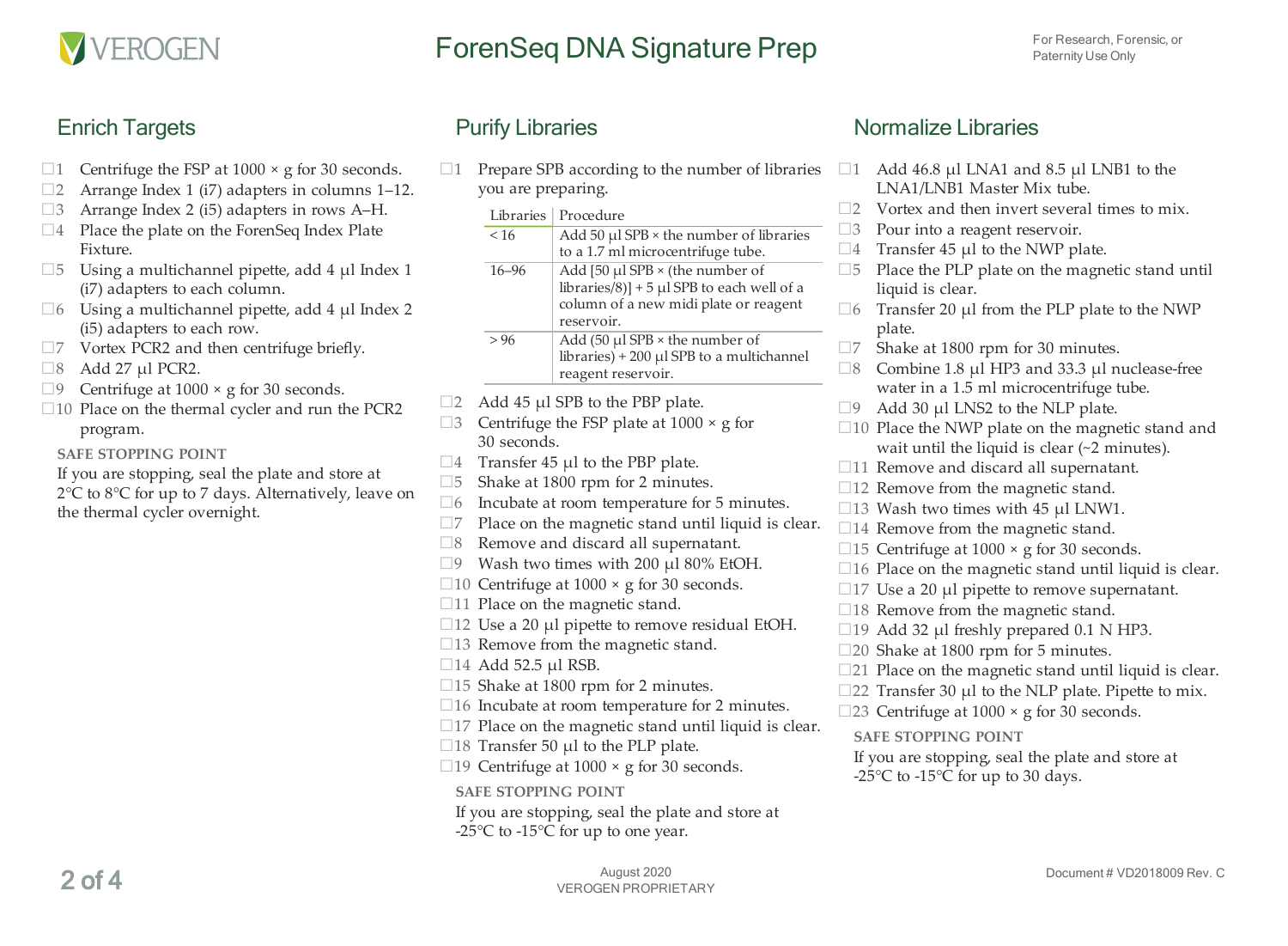## Enrich Targets

- ☐ 1 Centrifuge the FSP at 1000 × g for 30 seconds.
- ☐ 2 Arrange Index 1 (i7) adapters in columns 1–12.
- ☐ 3 Arrange Index 2 (i5) adapters in rows A–H.
- ☐ 4 Place the plate on the ForenSeq Index Plate Fixture.
- ☐ 5 Using a multichannel pipette, add 4 µl Index 1 (i7) adapters to each column.
- ☐ 6 Using a multichannel pipette, add 4 µl Index 2 (i5) adapters to each row.
- ☐ 7 Vortex PCR2 and then centrifuge briefly.
- ☐ 8 Add 27 µl PCR2.
- ☐ 9 Centrifuge at 1000 × g for 30 seconds.
- ☐ 10 Place on the thermal cycler and run the PCR2 program.

**SAFE STOPPING POINT**

If you are stopping, seal the plate and store at 2°C to 8°C for up to 7 days. Alternatively, leave on the thermal cycler overnight.

## Purify Libraries

- ☐ 1 Prepare SPB according to the number of libraries you are preparing.

| Libraries | Procedure |
|---|---|
| < 16 | Add 50 µl SPB × the number of libraries to a 1.7 ml microcentrifuge tube. |
| 16–96 | Add [50 µl SPB × (the number of libraries/8)] + 5 µl SPB to each well of a column of a new midi plate or reagent reservoir. |
| > 96 | Add (50 µl SPB × the number of libraries) + 200 µl SPB to a multichannel reagent reservoir. |

- ☐ 2 Add 45 µl SPB to the PBP plate.
- ☐ 3 Centrifuge the FSP plate at 1000 × g for 30 seconds.
- ☐ 4 Transfer 45 µl to the PBP plate.
- ☐ 5 Shake at 1800 rpm for 2 minutes.
- ☐ 6 Incubate at room temperature for 5 minutes.
- ☐ 7 Place on the magnetic stand until liquid is clear.
- ☐ 8 Remove and discard all supernatant.
- ☐ 9 Wash two times with 200 µl 80% EtOH.
- ☐ 10 Centrifuge at 1000 × g for 30 seconds.
- ☐ 11 Place on the magnetic stand.
- ☐ 12 Use a 20 µl pipette to remove residual EtOH.
- ☐ 13 Remove from the magnetic stand.
- ☐ 14 Add 52.5 µl RSB.
- ☐ 15 Shake at 1800 rpm for 2 minutes.
- ☐ 16 Incubate at room temperature for 2 minutes.
- ☐ 17 Place on the magnetic stand until liquid is clear.
- ☐ 18 Transfer 50 µl to the PLP plate.
- ☐ 19 Centrifuge at 1000 × g for 30 seconds.

**SAFE STOPPING POINT**

If you are stopping, seal the plate and store at -25°C to -15°C for up to one year.

## Normalize Libraries

- ☐ 1 Add 46.8 µl LNA1 and 8.5 µl LNB1 to the LNA1/LNB1 Master Mix tube.
- ☐ 2 Vortex and then invert several times to mix.
- ☐ 3 Pour into a reagent reservoir.
- ☐ 4 Transfer 45 µl to the NWP plate.
- ☐ 5 Place the PLP plate on the magnetic stand until liquid is clear.
- ☐ 6 Transfer 20 µl from the PLP plate to the NWP plate.
- ☐ 7 Shake at 1800 rpm for 30 minutes.
- ☐ 8 Combine 1.8 µl HP3 and 33.3 µl nuclease-free water in a 1.5 ml microcentrifuge tube.
- ☐ 9 Add 30 µl LNS2 to the NLP plate.
- ☐ 10 Place the NWP plate on the magnetic stand and wait until the liquid is clear (~2 minutes).
- ☐ 11 Remove and discard all supernatant.
- ☐ 12 Remove from the magnetic stand.
- ☐ 13 Wash two times with 45 µl LNW1.
- ☐ 14 Remove from the magnetic stand.
- ☐ 15 Centrifuge at 1000 × g for 30 seconds.
- ☐ 16 Place on the magnetic stand until liquid is clear.
- ☐ 17 Use a 20 µl pipette to remove supernatant.
- ☐ 18 Remove from the magnetic stand.
- ☐ 19 Add 32 µl freshly prepared 0.1 N HP3.
- ☐ 20 Shake at 1800 rpm for 5 minutes.
- ☐ 21 Place on the magnetic stand until liquid is clear.
- ☐ 22 Transfer 30 µl to the NLP plate. Pipette to mix.
- ☐ 23 Centrifuge at 1000 × g for 30 seconds.

**SAFE STOPPING POINT**

If you are stopping, seal the plate and store at -25°C to -15°C for up to 30 days.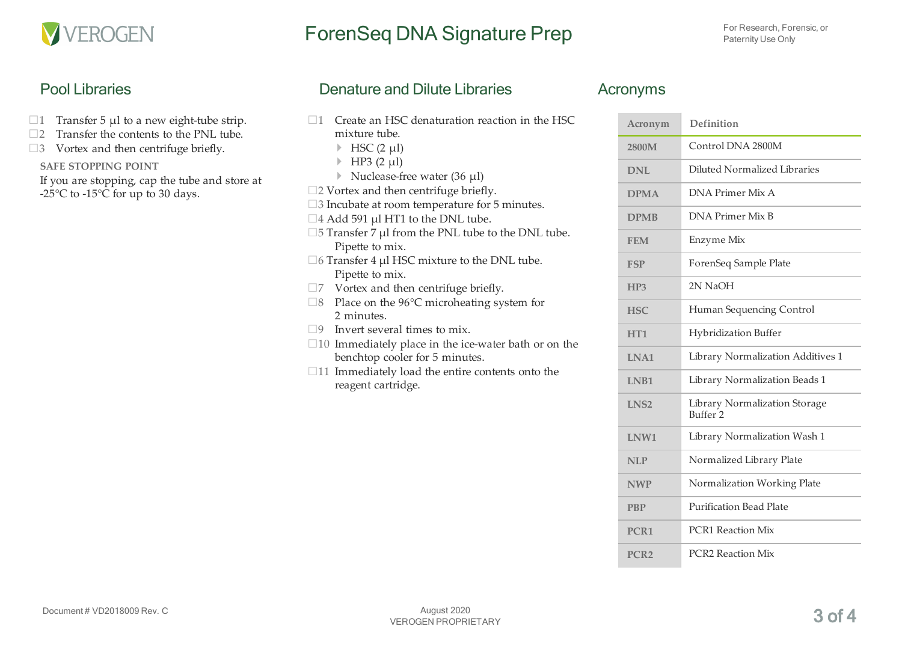## Pool Libraries

- ☐ 1 Transfer 5 µl to a new eight-tube strip.
- ☐ 2 Transfer the contents to the PNL tube.
- ☐ 3 Vortex and then centrifuge briefly.

**SAFE STOPPING POINT**

If you are stopping, cap the tube and store at -25°C to -15°C for up to 30 days.

## Denature and Dilute Libraries

- ☐ 1 Create an HSC denaturation reaction in the HSC mixture tube.
  - HSC (2 µl)
  - HP3 (2 µl)
  - Nuclease-free water (36 µl)
- ☐ 2 Vortex and then centrifuge briefly.
- ☐ 3 Incubate at room temperature for 5 minutes.
- ☐ 4 Add 591 µl HT1 to the DNL tube.
- ☐ 5 Transfer 7 µl from the PNL tube to the DNL tube. Pipette to mix.
- ☐ 6 Transfer 4 µl HSC mixture to the DNL tube. Pipette to mix.
- ☐ 7 Vortex and then centrifuge briefly.
- ☐ 8 Place on the 96°C microheating system for 2 minutes.
- ☐ 9 Invert several times to mix.
- ☐ 10 Immediately place in the ice-water bath or on the benchtop cooler for 5 minutes.
- ☐ 11 Immediately load the entire contents onto the reagent cartridge.

## Acronyms

| Acronym | Definition |
|---|---|
| 2800M | Control DNA 2800M |
| DNL | Diluted Normalized Libraries |
| DPMA | DNA Primer Mix A |
| DPMB | DNA Primer Mix B |
| FEM | Enzyme Mix |
| FSP | ForenSeq Sample Plate |
| HP3 | 2N NaOH |
| HSC | Human Sequencing Control |
| HT1 | Hybridization Buffer |
| LNA1 | Library Normalization Additives 1 |
| LNB1 | Library Normalization Beads 1 |
| LNS2 | Library Normalization Storage Buffer 2 |
| LNW1 | Library Normalization Wash 1 |
| NLP | Normalized Library Plate |
| NWP | Normalization Working Plate |
| PBP | Purification Bead Plate |
| PCR1 | PCR1 Reaction Mix |
| PCR2 | PCR2 Reaction Mix |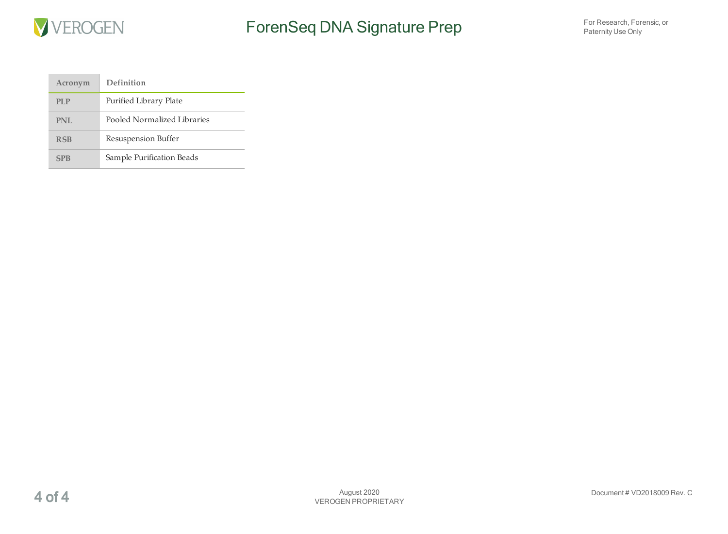| Acronym | Definition |
| --- | --- |
| PLP | Purified Library Plate |
| PNL | Pooled Normalized Libraries |
| RSB | Resuspension Buffer |
| SPB | Sample Purification Beads |